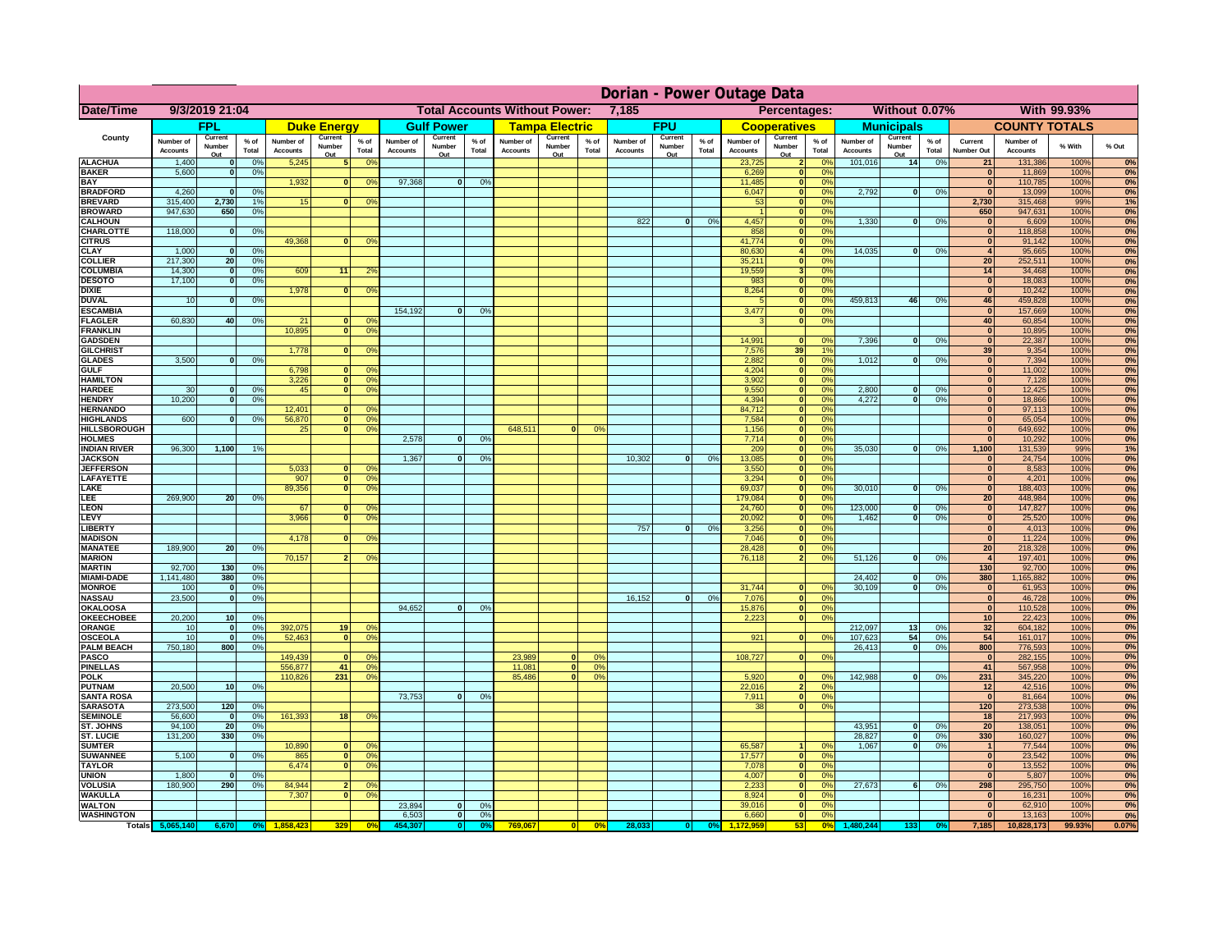# Dorian - Power Outage Data

| Date/Time | 9/3/2019 21:04 | | | | | | Total Accounts Without Power: | | | | | | 7,185 | | | | Percentages: | | | Without 0.07% | | | | With 99.93% | |
|---|---|---|---|---|---|---|---|---|---|---|---|---|---|---|---|---|---|---|---|---|---|---|---|---|---|
| County | FPL | | | Duke Energy | | | Gulf Power | | | Tampa Electric | | | FPU | | | Cooperatives | | | Municipals | | | COUNTY TOTALS | | | |
| | Number of Accounts | Current Number Out | % of Total | Number of Accounts | Current Number Out | % of Total | Number of Accounts | Current Number Out | % of Total | Number of Accounts | Current Number Out | % of Total | Number of Accounts | Current Number Out | % of Total | Number of Accounts | Current Number Out | % of Total | Number of Accounts | Current Number Out | % of Total | Current Number Out | Number of Accounts | % With | % Out |
| ALACHUA | 1,400 | 0 | 0% | 5,245 | 5 | 0% | | | | | | | | | | 23,725 | 2 | 0% | 101,016 | 14 | 0% | 21 | 131,386 | 100% | 0% |
| BAKER | 5,600 | 0 | 0% | | | | | | | | | | | | | 6,269 | 0 | 0% | | | | 0 | 11,869 | 100% | 0% |
| BAY | | | | 1,932 | 0 | 0% | 97,368 | 0 | 0% | | | | | | | 11,485 | 0 | 0% | | | | 0 | 110,785 | 100% | 0% |
| BRADFORD | 4,260 | 0 | 0% | | | | | | | | | | | | | 6,047 | 0 | 0% | 2,792 | 0 | 0% | 0 | 13,099 | 100% | 0% |
| BREVARD | 315,400 | 2,730 | 1% | 15 | 0 | 0% | | | | | | | | | | 53 | 0 | 0% | | | | 2,730 | 315,468 | 99% | 1% |
| BROWARD | 947,630 | 650 | 0% | | | | | | | | | | | | | 1 | 0 | 0% | | | | 650 | 947,631 | 100% | 0% |
| CALHOUN | | | | | | | | | | | | | 822 | 0 | 0% | 4,457 | 0 | 0% | 1,330 | 0 | 0% | 0 | 6,609 | 100% | 0% |
| CHARLOTTE | 118,000 | 0 | 0% | | | | | | | | | | | | | 858 | 0 | 0% | | | | 0 | 118,858 | 100% | 0% |
| CITRUS | | | | 49,368 | 0 | 0% | | | | | | | | | | 41,774 | 0 | 0% | | | | 0 | 91,142 | 100% | 0% |
| CLAY | 1,000 | 0 | 0% | | | | | | | | | | | | | 80,630 | 4 | 0% | 14,035 | 0 | 0% | 4 | 95,665 | 100% | 0% |
| COLLIER | 217,300 | 20 | 0% | | | | | | | | | | | | | 35,211 | 0 | 0% | | | | 20 | 252,511 | 100% | 0% |
| COLUMBIA | 14,300 | 0 | 0% | 609 | 11 | 2% | | | | | | | | | | 19,559 | 3 | 0% | | | | 14 | 34,468 | 100% | 0% |
| DESOTO | 17,100 | 0 | 0% | | | | | | | | | | | | | 983 | 0 | 0% | | | | 0 | 18,083 | 100% | 0% |
| DIXIE | | | | 1,978 | 0 | 0% | | | | | | | | | | 8,264 | 0 | 0% | | | | 0 | 10,242 | 100% | 0% |
| DUVAL | 10 | 0 | 0% | | | | | | | | | | | | | 5 | 0 | 0% | 459,813 | 46 | 0% | 46 | 459,828 | 100% | 0% |
| ESCAMBIA | | | | | | | 154,192 | 0 | 0% | | | | | | | 3,477 | 0 | 0% | | | | 0 | 157,669 | 100% | 0% |
| FLAGLER | 60,830 | 40 | 0% | 21 | 0 | 0% | | | | | | | | | | 3 | 0 | 0% | | | | 40 | 60,854 | 100% | 0% |
| FRANKLIN | | | | 10,895 | 0 | 0% | | | | | | | | | | | | | | | | 0 | 10,895 | 100% | 0% |
| GADSDEN | | | | | | | | | | | | | | | | 14,991 | 0 | 0% | 7,396 | 0 | 0% | 0 | 22,387 | 100% | 0% |
| GILCHRIST | | | | 1,778 | 0 | 0% | | | | | | | | | | 7,576 | 39 | 1% | | | | 39 | 9,354 | 100% | 0% |
| GLADES | 3,500 | 0 | 0% | | | | | | | | | | | | | 2,882 | 0 | 0% | 1,012 | 0 | 0% | 0 | 7,394 | 100% | 0% |
| GULF | | | | 6,798 | 0 | 0% | | | | | | | | | | 4,204 | 0 | 0% | | | | 0 | 11,002 | 100% | 0% |
| HAMILTON | | | | 3,226 | 0 | 0% | | | | | | | | | | 3,902 | 0 | 0% | | | | 0 | 7,128 | 100% | 0% |
| HARDEE | 30 | 0 | 0% | 45 | 0 | 0% | | | | | | | | | | 9,550 | 0 | 0% | 2,800 | 0 | 0% | 0 | 12,425 | 100% | 0% |
| HENDRY | 10,200 | 0 | 0% | | | | | | | | | | | | | 4,394 | 0 | 0% | 4,272 | 0 | 0% | 0 | 18,866 | 100% | 0% |
| HERNANDO | | | | 12,401 | 0 | 0% | | | | | | | | | | 84,712 | 0 | 0% | | | | 0 | 97,113 | 100% | 0% |
| HIGHLANDS | 600 | 0 | 0% | 56,870 | 0 | 0% | | | | | | | | | | 7,584 | 0 | 0% | | | | 0 | 65,054 | 100% | 0% |
| HILLSBOROUGH | | | | 25 | 0 | 0% | | | | 648,511 | 0 | 0% | | | | 1,156 | 0 | 0% | | | | 0 | 649,692 | 100% | 0% |
| HOLMES | | | | | | | 2,578 | 0 | 0% | | | | | | | 7,714 | 0 | 0% | | | | 0 | 10,292 | 100% | 0% |
| INDIAN RIVER | 96,300 | 1,100 | 1% | | | | | | | | | | | | | 209 | 0 | 0% | 35,030 | 0 | 0% | 1,100 | 131,539 | 99% | 1% |
| JACKSON | | | | | | | 1,367 | 0 | 0% | | | | 10,302 | 0 | 0% | 13,085 | 0 | 0% | | | | 0 | 24,754 | 100% | 0% |
| JEFFERSON | | | | 5,033 | 0 | 0% | | | | | | | | | | 3,550 | 0 | 0% | | | | 0 | 8,583 | 100% | 0% |
| LAFAYETTE | | | | 907 | 0 | 0% | | | | | | | | | | 3,294 | 0 | 0% | | | | 0 | 4,201 | 100% | 0% |
| LAKE | | | | 89,356 | 0 | 0% | | | | | | | | | | 69,037 | 0 | 0% | 30,010 | 0 | 0% | 0 | 188,403 | 100% | 0% |
| LEE | 269,900 | 20 | 0% | | | | | | | | | | | | | 179,084 | 0 | 0% | | | | 20 | 448,984 | 100% | 0% |
| LEON | | | | 67 | 0 | 0% | | | | | | | | | | 24,760 | 0 | 0% | 123,000 | 0 | 0% | 0 | 147,827 | 100% | 0% |
| LEVY | | | | 3,966 | 0 | 0% | | | | | | | | | | 20,092 | 0 | 0% | 1,462 | 0 | 0% | 0 | 25,520 | 100% | 0% |
| LIBERTY | | | | | | | | | | | | | 757 | 0 | 0% | 3,256 | 0 | 0% | | | | 0 | 4,013 | 100% | 0% |
| MADISON | | | | 4,178 | 0 | 0% | | | | | | | | | | 7,046 | 0 | 0% | | | | 0 | 11,224 | 100% | 0% |
| MANATEE | 189,900 | 20 | 0% | | | | | | | | | | | | | 28,428 | 0 | 0% | | | | 20 | 218,328 | 100% | 0% |
| MARION | | | | 70,157 | 2 | 0% | | | | | | | | | | 76,118 | 2 | 0% | 51,126 | 0 | 0% | 4 | 197,401 | 100% | 0% |
| MARTIN | 92,700 | 130 | 0% | | | | | | | | | | | | | | | | | | | 130 | 92,700 | 100% | 0% |
| MIAMI-DADE | 1,141,480 | 380 | 0% | | | | | | | | | | | | | | | | 24,402 | 0 | 0% | 380 | 1,165,882 | 100% | 0% |
| MONROE | 100 | 0 | 0% | | | | | | | | | | | | | 31,744 | 0 | 0% | 30,109 | 0 | 0% | 0 | 61,953 | 100% | 0% |
| NASSAU | 23,500 | 0 | 0% | | | | | | | | | | 16,152 | 0 | 0% | 7,076 | 0 | 0% | | | | 0 | 46,728 | 100% | 0% |
| OKALOOSA | | | | | | | 94,652 | 0 | 0% | | | | | | | 15,876 | 0 | 0% | | | | 0 | 110,528 | 100% | 0% |
| OKEECHOBEE | 20,200 | 10 | 0% | | | | | | | | | | | | | 2,223 | 0 | 0% | | | | 10 | 22,423 | 100% | 0% |
| ORANGE | 10 | 0 | 0% | 392,075 | 19 | 0% | | | | | | | | | | | | | 212,097 | 13 | 0% | 32 | 604,182 | 100% | 0% |
| OSCEOLA | 10 | 0 | 0% | 52,463 | 0 | 0% | | | | | | | | | | 921 | 0 | 0% | 107,623 | 54 | 0% | 54 | 161,017 | 100% | 0% |
| PALM BEACH | 750,180 | 800 | 0% | | | | | | | | | | | | | | | | 26,413 | 0 | 0% | 800 | 776,593 | 100% | 0% |
| PASCO | | | | 149,439 | 0 | 0% | | | | 23,989 | 0 | 0% | | | | 108,727 | 0 | 0% | | | | 0 | 282,155 | 100% | 0% |
| PINELLAS | | | | 556,877 | 41 | 0% | | | | 11,081 | 0 | 0% | | | | | | | | | | 41 | 567,958 | 100% | 0% |
| POLK | | | | 110,826 | 231 | 0% | | | | 85,486 | 0 | 0% | | | | 5,920 | 0 | 0% | 142,988 | 0 | 0% | 231 | 345,220 | 100% | 0% |
| PUTNAM | 20,500 | 10 | 0% | | | | | | | | | | | | | 22,016 | 2 | 0% | | | | 12 | 42,516 | 100% | 0% |
| SANTA ROSA | | | | | | | 73,753 | 0 | 0% | | | | | | | 7,911 | 0 | 0% | | | | 0 | 81,664 | 100% | 0% |
| SARASOTA | 273,500 | 120 | 0% | | | | | | | | | | | | | 38 | 0 | 0% | | | | 120 | 273,538 | 100% | 0% |
| SEMINOLE | 56,600 | 0 | 0% | 161,393 | 18 | 0% | | | | | | | | | | | | | | | | 18 | 217,993 | 100% | 0% |
| ST. JOHNS | 94,100 | 20 | 0% | | | | | | | | | | | | | | | | 43,951 | 0 | 0% | 20 | 138,051 | 100% | 0% |
| ST. LUCIE | 131,200 | 330 | 0% | | | | | | | | | | | | | | | | 28,827 | 0 | 0% | 330 | 160,027 | 100% | 0% |
| SUMTER | | | | 10,890 | 0 | 0% | | | | | | | | | | 65,587 | 1 | 0% | 1,067 | 0 | 0% | 1 | 77,544 | 100% | 0% |
| SUWANNEE | 5,100 | 0 | 0% | 865 | 0 | 0% | | | | | | | | | | 17,577 | 0 | 0% | | | | 0 | 23,542 | 100% | 0% |
| TAYLOR | | | | 6,474 | 0 | 0% | | | | | | | | | | 7,078 | 0 | 0% | | | | 0 | 13,552 | 100% | 0% |
| UNION | 1,800 | 0 | 0% | | | | | | | | | | | | | 4,007 | 0 | 0% | | | | 0 | 5,807 | 100% | 0% |
| VOLUSIA | 180,900 | 290 | 0% | 84,944 | 2 | 0% | | | | | | | | | | 2,233 | 0 | 0% | 27,673 | 6 | 0% | 298 | 295,750 | 100% | 0% |
| WAKULLA | | | | 7,307 | 0 | 0% | | | | | | | | | | 8,924 | 0 | 0% | | | | 0 | 16,231 | 100% | 0% |
| WALTON | | | | | | | 23,894 | 0 | 0% | | | | | | | 39,016 | 0 | 0% | | | | 0 | 62,910 | 100% | 0% |
| WASHINGTON | | | | | | | 6,503 | 0 | 0% | | | | | | | 6,660 | 0 | 0% | | | | 0 | 13,163 | 100% | 0% |
| Totals | 5,065,140 | 6,670 | 0% | 1,858,423 | 329 | 0% | 454,307 | 0 | 0% | 769,067 | 0 | 0% | 28,033 | 0 | 0% | 1,172,959 | 53 | 0% | 1,480,244 | 133 | 0% | 7,185 | 10,828,173 | 99.93% | 0.07% |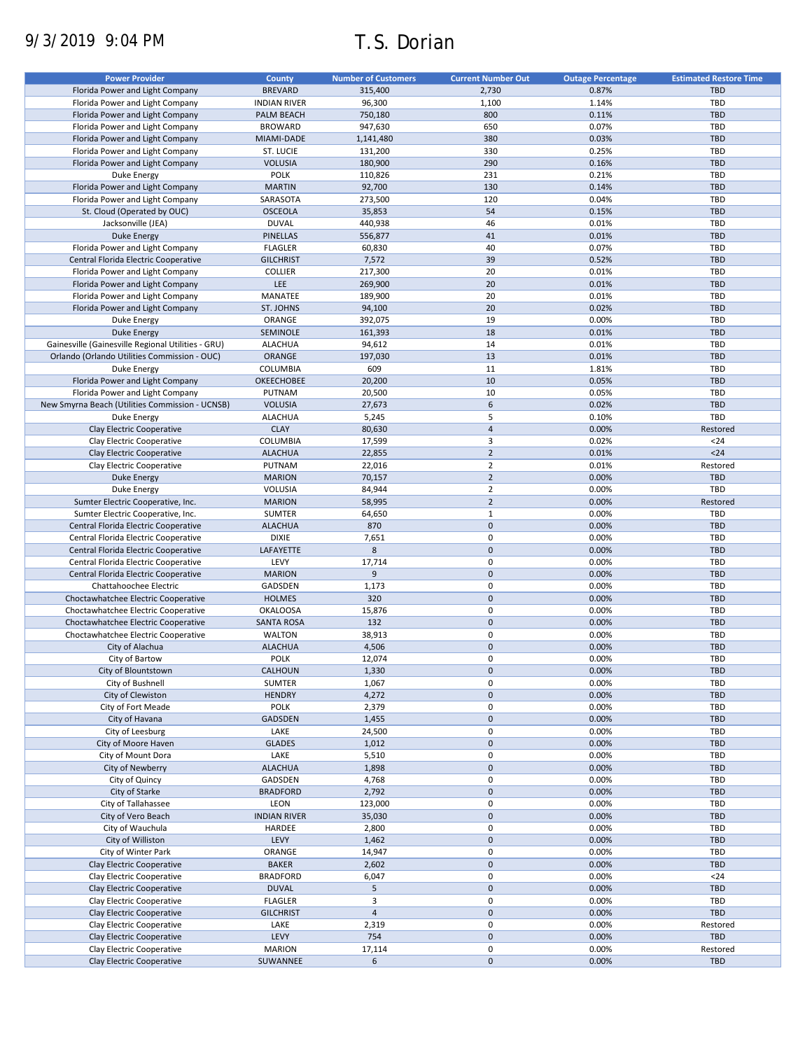9/3/2019 9:04 PM

# T.S. Dorian

| Power Provider | County | Number of Customers | Current Number Out | Outage Percentage | Estimated Restore Time |
|---|---|---|---|---|---|
| Florida Power and Light Company | BREVARD | 315,400 | 2,730 | 0.87% | TBD |
| Florida Power and Light Company | INDIAN RIVER | 96,300 | 1,100 | 1.14% | TBD |
| Florida Power and Light Company | PALM BEACH | 750,180 | 800 | 0.11% | TBD |
| Florida Power and Light Company | BROWARD | 947,630 | 650 | 0.07% | TBD |
| Florida Power and Light Company | MIAMI-DADE | 1,141,480 | 380 | 0.03% | TBD |
| Florida Power and Light Company | ST. LUCIE | 131,200 | 330 | 0.25% | TBD |
| Florida Power and Light Company | VOLUSIA | 180,900 | 290 | 0.16% | TBD |
| Duke Energy | POLK | 110,826 | 231 | 0.21% | TBD |
| Florida Power and Light Company | MARTIN | 92,700 | 130 | 0.14% | TBD |
| Florida Power and Light Company | SARASOTA | 273,500 | 120 | 0.04% | TBD |
| St. Cloud (Operated by OUC) | OSCEOLA | 35,853 | 54 | 0.15% | TBD |
| Jacksonville (JEA) | DUVAL | 440,938 | 46 | 0.01% | TBD |
| Duke Energy | PINELLAS | 556,877 | 41 | 0.01% | TBD |
| Florida Power and Light Company | FLAGLER | 60,830 | 40 | 0.07% | TBD |
| Central Florida Electric Cooperative | GILCHRIST | 7,572 | 39 | 0.52% | TBD |
| Florida Power and Light Company | COLLIER | 217,300 | 20 | 0.01% | TBD |
| Florida Power and Light Company | LEE | 269,900 | 20 | 0.01% | TBD |
| Florida Power and Light Company | MANATEE | 189,900 | 20 | 0.01% | TBD |
| Florida Power and Light Company | ST. JOHNS | 94,100 | 20 | 0.02% | TBD |
| Duke Energy | ORANGE | 392,075 | 19 | 0.00% | TBD |
| Duke Energy | SEMINOLE | 161,393 | 18 | 0.01% | TBD |
| Gainesville (Gainesville Regional Utilities - GRU) | ALACHUA | 94,612 | 14 | 0.01% | TBD |
| Orlando (Orlando Utilities Commission - OUC) | ORANGE | 197,030 | 13 | 0.01% | TBD |
| Duke Energy | COLUMBIA | 609 | 11 | 1.81% | TBD |
| Florida Power and Light Company | OKEECHOBEE | 20,200 | 10 | 0.05% | TBD |
| Florida Power and Light Company | PUTNAM | 20,500 | 10 | 0.05% | TBD |
| New Smyrna Beach (Utilities Commission - UCNSB) | VOLUSIA | 27,673 | 6 | 0.02% | TBD |
| Duke Energy | ALACHUA | 5,245 | 5 | 0.10% | TBD |
| Clay Electric Cooperative | CLAY | 80,630 | 4 | 0.00% | Restored |
| Clay Electric Cooperative | COLUMBIA | 17,599 | 3 | 0.02% | <24 |
| Clay Electric Cooperative | ALACHUA | 22,855 | 2 | 0.01% | <24 |
| Clay Electric Cooperative | PUTNAM | 22,016 | 2 | 0.01% | Restored |
| Duke Energy | MARION | 70,157 | 2 | 0.00% | TBD |
| Duke Energy | VOLUSIA | 84,944 | 2 | 0.00% | TBD |
| Sumter Electric Cooperative, Inc. | MARION | 58,995 | 2 | 0.00% | Restored |
| Sumter Electric Cooperative, Inc. | SUMTER | 64,650 | 1 | 0.00% | TBD |
| Central Florida Electric Cooperative | ALACHUA | 870 | 0 | 0.00% | TBD |
| Central Florida Electric Cooperative | DIXIE | 7,651 | 0 | 0.00% | TBD |
| Central Florida Electric Cooperative | LAFAYETTE | 8 | 0 | 0.00% | TBD |
| Central Florida Electric Cooperative | LEVY | 17,714 | 0 | 0.00% | TBD |
| Central Florida Electric Cooperative | MARION | 9 | 0 | 0.00% | TBD |
| Chattahoochee Electric | GADSDEN | 1,173 | 0 | 0.00% | TBD |
| Choctawhatchee Electric Cooperative | HOLMES | 320 | 0 | 0.00% | TBD |
| Choctawhatchee Electric Cooperative | OKALOOSA | 15,876 | 0 | 0.00% | TBD |
| Choctawhatchee Electric Cooperative | SANTA ROSA | 132 | 0 | 0.00% | TBD |
| Choctawhatchee Electric Cooperative | WALTON | 38,913 | 0 | 0.00% | TBD |
| City of Alachua | ALACHUA | 4,506 | 0 | 0.00% | TBD |
| City of Bartow | POLK | 12,074 | 0 | 0.00% | TBD |
| City of Blountstown | CALHOUN | 1,330 | 0 | 0.00% | TBD |
| City of Bushnell | SUMTER | 1,067 | 0 | 0.00% | TBD |
| City of Clewiston | HENDRY | 4,272 | 0 | 0.00% | TBD |
| City of Fort Meade | POLK | 2,379 | 0 | 0.00% | TBD |
| City of Havana | GADSDEN | 1,455 | 0 | 0.00% | TBD |
| City of Leesburg | LAKE | 24,500 | 0 | 0.00% | TBD |
| City of Moore Haven | GLADES | 1,012 | 0 | 0.00% | TBD |
| City of Mount Dora | LAKE | 5,510 | 0 | 0.00% | TBD |
| City of Newberry | ALACHUA | 1,898 | 0 | 0.00% | TBD |
| City of Quincy | GADSDEN | 4,768 | 0 | 0.00% | TBD |
| City of Starke | BRADFORD | 2,792 | 0 | 0.00% | TBD |
| City of Tallahassee | LEON | 123,000 | 0 | 0.00% | TBD |
| City of Vero Beach | INDIAN RIVER | 35,030 | 0 | 0.00% | TBD |
| City of Wauchula | HARDEE | 2,800 | 0 | 0.00% | TBD |
| City of Williston | LEVY | 1,462 | 0 | 0.00% | TBD |
| City of Winter Park | ORANGE | 14,947 | 0 | 0.00% | TBD |
| Clay Electric Cooperative | BAKER | 2,602 | 0 | 0.00% | TBD |
| Clay Electric Cooperative | BRADFORD | 6,047 | 0 | 0.00% | <24 |
| Clay Electric Cooperative | DUVAL | 5 | 0 | 0.00% | TBD |
| Clay Electric Cooperative | FLAGLER | 3 | 0 | 0.00% | TBD |
| Clay Electric Cooperative | GILCHRIST | 4 | 0 | 0.00% | TBD |
| Clay Electric Cooperative | LAKE | 2,319 | 0 | 0.00% | Restored |
| Clay Electric Cooperative | LEVY | 754 | 0 | 0.00% | TBD |
| Clay Electric Cooperative | MARION | 17,114 | 0 | 0.00% | Restored |
| Clay Electric Cooperative | SUWANNEE | 6 | 0 | 0.00% | TBD |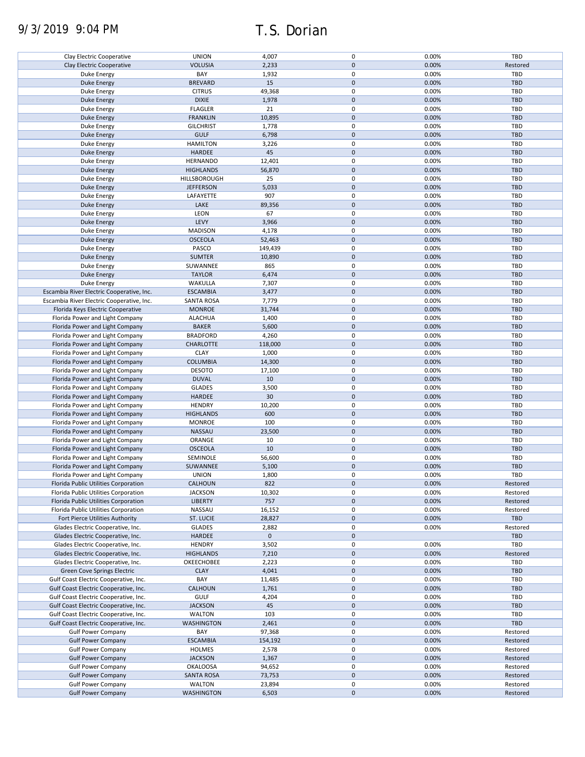| | | | | | |
|---|---|---|---|---|---|
| Clay Electric Cooperative | UNION | 4,007 | 0 | 0.00% | TBD |
| Clay Electric Cooperative | VOLUSIA | 2,233 | 0 | 0.00% | Restored |
| Duke Energy | BAY | 1,932 | 0 | 0.00% | TBD |
| Duke Energy | BREVARD | 15 | 0 | 0.00% | TBD |
| Duke Energy | CITRUS | 49,368 | 0 | 0.00% | TBD |
| Duke Energy | DIXIE | 1,978 | 0 | 0.00% | TBD |
| Duke Energy | FLAGLER | 21 | 0 | 0.00% | TBD |
| Duke Energy | FRANKLIN | 10,895 | 0 | 0.00% | TBD |
| Duke Energy | GILCHRIST | 1,778 | 0 | 0.00% | TBD |
| Duke Energy | GULF | 6,798 | 0 | 0.00% | TBD |
| Duke Energy | HAMILTON | 3,226 | 0 | 0.00% | TBD |
| Duke Energy | HARDEE | 45 | 0 | 0.00% | TBD |
| Duke Energy | HERNANDO | 12,401 | 0 | 0.00% | TBD |
| Duke Energy | HIGHLANDS | 56,870 | 0 | 0.00% | TBD |
| Duke Energy | HILLSBOROUGH | 25 | 0 | 0.00% | TBD |
| Duke Energy | JEFFERSON | 5,033 | 0 | 0.00% | TBD |
| Duke Energy | LAFAYETTE | 907 | 0 | 0.00% | TBD |
| Duke Energy | LAKE | 89,356 | 0 | 0.00% | TBD |
| Duke Energy | LEON | 67 | 0 | 0.00% | TBD |
| Duke Energy | LEVY | 3,966 | 0 | 0.00% | TBD |
| Duke Energy | MADISON | 4,178 | 0 | 0.00% | TBD |
| Duke Energy | OSCEOLA | 52,463 | 0 | 0.00% | TBD |
| Duke Energy | PASCO | 149,439 | 0 | 0.00% | TBD |
| Duke Energy | SUMTER | 10,890 | 0 | 0.00% | TBD |
| Duke Energy | SUWANNEE | 865 | 0 | 0.00% | TBD |
| Duke Energy | TAYLOR | 6,474 | 0 | 0.00% | TBD |
| Duke Energy | WAKULLA | 7,307 | 0 | 0.00% | TBD |
| Escambia River Electric Cooperative, Inc. | ESCAMBIA | 3,477 | 0 | 0.00% | TBD |
| Escambia River Electric Cooperative, Inc. | SANTA ROSA | 7,779 | 0 | 0.00% | TBD |
| Florida Keys Electric Cooperative | MONROE | 31,744 | 0 | 0.00% | TBD |
| Florida Power and Light Company | ALACHUA | 1,400 | 0 | 0.00% | TBD |
| Florida Power and Light Company | BAKER | 5,600 | 0 | 0.00% | TBD |
| Florida Power and Light Company | BRADFORD | 4,260 | 0 | 0.00% | TBD |
| Florida Power and Light Company | CHARLOTTE | 118,000 | 0 | 0.00% | TBD |
| Florida Power and Light Company | CLAY | 1,000 | 0 | 0.00% | TBD |
| Florida Power and Light Company | COLUMBIA | 14,300 | 0 | 0.00% | TBD |
| Florida Power and Light Company | DESOTO | 17,100 | 0 | 0.00% | TBD |
| Florida Power and Light Company | DUVAL | 10 | 0 | 0.00% | TBD |
| Florida Power and Light Company | GLADES | 3,500 | 0 | 0.00% | TBD |
| Florida Power and Light Company | HARDEE | 30 | 0 | 0.00% | TBD |
| Florida Power and Light Company | HENDRY | 10,200 | 0 | 0.00% | TBD |
| Florida Power and Light Company | HIGHLANDS | 600 | 0 | 0.00% | TBD |
| Florida Power and Light Company | MONROE | 100 | 0 | 0.00% | TBD |
| Florida Power and Light Company | NASSAU | 23,500 | 0 | 0.00% | TBD |
| Florida Power and Light Company | ORANGE | 10 | 0 | 0.00% | TBD |
| Florida Power and Light Company | OSCEOLA | 10 | 0 | 0.00% | TBD |
| Florida Power and Light Company | SEMINOLE | 56,600 | 0 | 0.00% | TBD |
| Florida Power and Light Company | SUWANNEE | 5,100 | 0 | 0.00% | TBD |
| Florida Power and Light Company | UNION | 1,800 | 0 | 0.00% | TBD |
| Florida Public Utilities Corporation | CALHOUN | 822 | 0 | 0.00% | Restored |
| Florida Public Utilities Corporation | JACKSON | 10,302 | 0 | 0.00% | Restored |
| Florida Public Utilities Corporation | LIBERTY | 757 | 0 | 0.00% | Restored |
| Florida Public Utilities Corporation | NASSAU | 16,152 | 0 | 0.00% | Restored |
| Fort Pierce Utilities Authority | ST. LUCIE | 28,827 | 0 | 0.00% | TBD |
| Glades Electric Cooperative, Inc. | GLADES | 2,882 | 0 | 0.00% | Restored |
| Glades Electric Cooperative, Inc. | HARDEE | 0 | 0 | | TBD |
| Glades Electric Cooperative, Inc. | HENDRY | 3,502 | 0 | 0.00% | TBD |
| Glades Electric Cooperative, Inc. | HIGHLANDS | 7,210 | 0 | 0.00% | Restored |
| Glades Electric Cooperative, Inc. | OKEECHOBEE | 2,223 | 0 | 0.00% | TBD |
| Green Cove Springs Electric | CLAY | 4,041 | 0 | 0.00% | TBD |
| Gulf Coast Electric Cooperative, Inc. | BAY | 11,485 | 0 | 0.00% | TBD |
| Gulf Coast Electric Cooperative, Inc. | CALHOUN | 1,761 | 0 | 0.00% | TBD |
| Gulf Coast Electric Cooperative, Inc. | GULF | 4,204 | 0 | 0.00% | TBD |
| Gulf Coast Electric Cooperative, Inc. | JACKSON | 45 | 0 | 0.00% | TBD |
| Gulf Coast Electric Cooperative, Inc. | WALTON | 103 | 0 | 0.00% | TBD |
| Gulf Coast Electric Cooperative, Inc. | WASHINGTON | 2,461 | 0 | 0.00% | TBD |
| Gulf Power Company | BAY | 97,368 | 0 | 0.00% | Restored |
| Gulf Power Company | ESCAMBIA | 154,192 | 0 | 0.00% | Restored |
| Gulf Power Company | HOLMES | 2,578 | 0 | 0.00% | Restored |
| Gulf Power Company | JACKSON | 1,367 | 0 | 0.00% | Restored |
| Gulf Power Company | OKALOOSA | 94,652 | 0 | 0.00% | Restored |
| Gulf Power Company | SANTA ROSA | 73,753 | 0 | 0.00% | Restored |
| Gulf Power Company | WALTON | 23,894 | 0 | 0.00% | Restored |
| Gulf Power Company | WASHINGTON | 6,503 | 0 | 0.00% | Restored |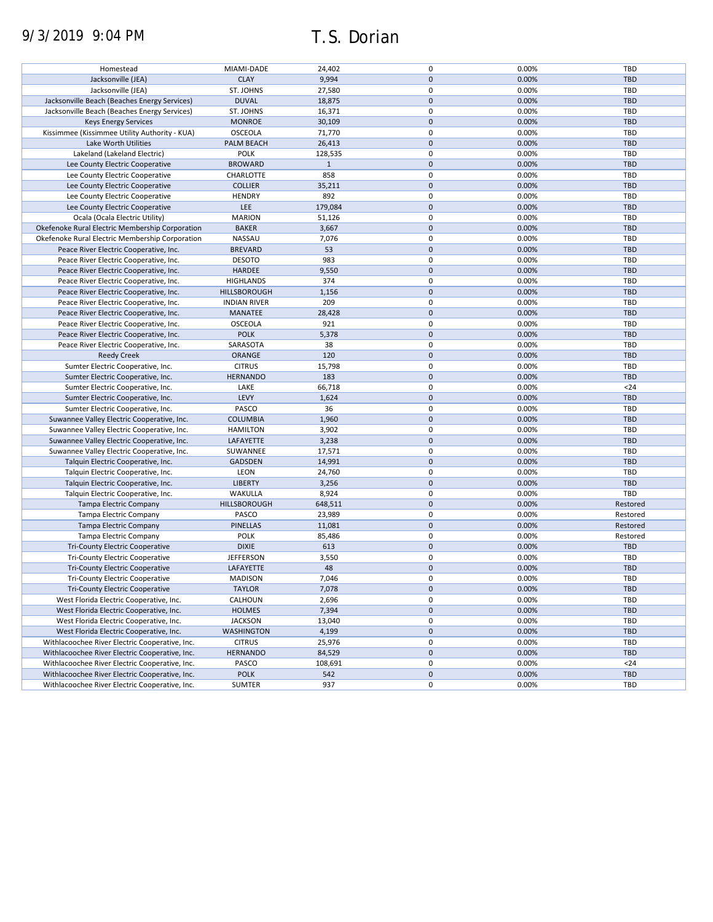| | | | | | |
|---|---|---|---|---|---|
| Homestead | MIAMI-DADE | 24,402 | 0 | 0.00% | TBD |
| Jacksonville (JEA) | CLAY | 9,994 | 0 | 0.00% | TBD |
| Jacksonville (JEA) | ST. JOHNS | 27,580 | 0 | 0.00% | TBD |
| Jacksonville Beach (Beaches Energy Services) | DUVAL | 18,875 | 0 | 0.00% | TBD |
| Jacksonville Beach (Beaches Energy Services) | ST. JOHNS | 16,371 | 0 | 0.00% | TBD |
| Keys Energy Services | MONROE | 30,109 | 0 | 0.00% | TBD |
| Kissimmee (Kissimmee Utility Authority - KUA) | OSCEOLA | 71,770 | 0 | 0.00% | TBD |
| Lake Worth Utilities | PALM BEACH | 26,413 | 0 | 0.00% | TBD |
| Lakeland (Lakeland Electric) | POLK | 128,535 | 0 | 0.00% | TBD |
| Lee County Electric Cooperative | BROWARD | 1 | 0 | 0.00% | TBD |
| Lee County Electric Cooperative | CHARLOTTE | 858 | 0 | 0.00% | TBD |
| Lee County Electric Cooperative | COLLIER | 35,211 | 0 | 0.00% | TBD |
| Lee County Electric Cooperative | HENDRY | 892 | 0 | 0.00% | TBD |
| Lee County Electric Cooperative | LEE | 179,084 | 0 | 0.00% | TBD |
| Ocala (Ocala Electric Utility) | MARION | 51,126 | 0 | 0.00% | TBD |
| Okefenoke Rural Electric Membership Corporation | BAKER | 3,667 | 0 | 0.00% | TBD |
| Okefenoke Rural Electric Membership Corporation | NASSAU | 7,076 | 0 | 0.00% | TBD |
| Peace River Electric Cooperative, Inc. | BREVARD | 53 | 0 | 0.00% | TBD |
| Peace River Electric Cooperative, Inc. | DESOTO | 983 | 0 | 0.00% | TBD |
| Peace River Electric Cooperative, Inc. | HARDEE | 9,550 | 0 | 0.00% | TBD |
| Peace River Electric Cooperative, Inc. | HIGHLANDS | 374 | 0 | 0.00% | TBD |
| Peace River Electric Cooperative, Inc. | HILLSBOROUGH | 1,156 | 0 | 0.00% | TBD |
| Peace River Electric Cooperative, Inc. | INDIAN RIVER | 209 | 0 | 0.00% | TBD |
| Peace River Electric Cooperative, Inc. | MANATEE | 28,428 | 0 | 0.00% | TBD |
| Peace River Electric Cooperative, Inc. | OSCEOLA | 921 | 0 | 0.00% | TBD |
| Peace River Electric Cooperative, Inc. | POLK | 5,378 | 0 | 0.00% | TBD |
| Peace River Electric Cooperative, Inc. | SARASOTA | 38 | 0 | 0.00% | TBD |
| Reedy Creek | ORANGE | 120 | 0 | 0.00% | TBD |
| Sumter Electric Cooperative, Inc. | CITRUS | 15,798 | 0 | 0.00% | TBD |
| Sumter Electric Cooperative, Inc. | HERNANDO | 183 | 0 | 0.00% | TBD |
| Sumter Electric Cooperative, Inc. | LAKE | 66,718 | 0 | 0.00% | <24 |
| Sumter Electric Cooperative, Inc. | LEVY | 1,624 | 0 | 0.00% | TBD |
| Sumter Electric Cooperative, Inc. | PASCO | 36 | 0 | 0.00% | TBD |
| Suwannee Valley Electric Cooperative, Inc. | COLUMBIA | 1,960 | 0 | 0.00% | TBD |
| Suwannee Valley Electric Cooperative, Inc. | HAMILTON | 3,902 | 0 | 0.00% | TBD |
| Suwannee Valley Electric Cooperative, Inc. | LAFAYETTE | 3,238 | 0 | 0.00% | TBD |
| Suwannee Valley Electric Cooperative, Inc. | SUWANNEE | 17,571 | 0 | 0.00% | TBD |
| Talquin Electric Cooperative, Inc. | GADSDEN | 14,991 | 0 | 0.00% | TBD |
| Talquin Electric Cooperative, Inc. | LEON | 24,760 | 0 | 0.00% | TBD |
| Talquin Electric Cooperative, Inc. | LIBERTY | 3,256 | 0 | 0.00% | TBD |
| Talquin Electric Cooperative, Inc. | WAKULLA | 8,924 | 0 | 0.00% | TBD |
| Tampa Electric Company | HILLSBOROUGH | 648,511 | 0 | 0.00% | Restored |
| Tampa Electric Company | PASCO | 23,989 | 0 | 0.00% | Restored |
| Tampa Electric Company | PINELLAS | 11,081 | 0 | 0.00% | Restored |
| Tampa Electric Company | POLK | 85,486 | 0 | 0.00% | Restored |
| Tri-County Electric Cooperative | DIXIE | 613 | 0 | 0.00% | TBD |
| Tri-County Electric Cooperative | JEFFERSON | 3,550 | 0 | 0.00% | TBD |
| Tri-County Electric Cooperative | LAFAYETTE | 48 | 0 | 0.00% | TBD |
| Tri-County Electric Cooperative | MADISON | 7,046 | 0 | 0.00% | TBD |
| Tri-County Electric Cooperative | TAYLOR | 7,078 | 0 | 0.00% | TBD |
| West Florida Electric Cooperative, Inc. | CALHOUN | 2,696 | 0 | 0.00% | TBD |
| West Florida Electric Cooperative, Inc. | HOLMES | 7,394 | 0 | 0.00% | TBD |
| West Florida Electric Cooperative, Inc. | JACKSON | 13,040 | 0 | 0.00% | TBD |
| West Florida Electric Cooperative, Inc. | WASHINGTON | 4,199 | 0 | 0.00% | TBD |
| Withlacoochee River Electric Cooperative, Inc. | CITRUS | 25,976 | 0 | 0.00% | TBD |
| Withlacoochee River Electric Cooperative, Inc. | HERNANDO | 84,529 | 0 | 0.00% | TBD |
| Withlacoochee River Electric Cooperative, Inc. | PASCO | 108,691 | 0 | 0.00% | <24 |
| Withlacoochee River Electric Cooperative, Inc. | POLK | 542 | 0 | 0.00% | TBD |
| Withlacoochee River Electric Cooperative, Inc. | SUMTER | 937 | 0 | 0.00% | TBD |